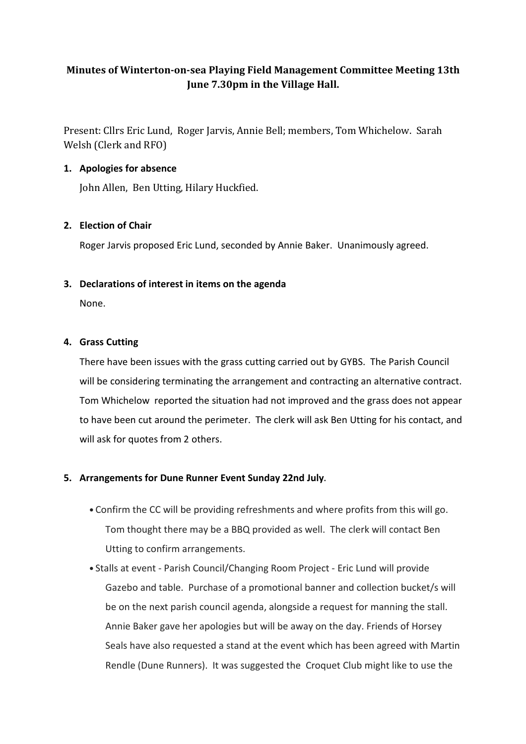**Minutes of Winterton-on-sea Playing Field Management Committee Meeting 13th June 7.30pm in the Village Hall.**

Present: Cllrs Eric Lund, Roger Jarvis, Annie Bell; members, Tom Whichelow. Sarah Welsh (Clerk and RFO)

1. **Apologies for absence**

   John Allen, Ben Utting, Hilary Huckfied.

2. **Election of Chair**

   Roger Jarvis proposed Eric Lund, seconded by Annie Baker. Unanimously agreed.

3. **Declarations of interest in items on the agenda**

   None.

4. **Grass Cutting**

   There have been issues with the grass cutting carried out by GYBS. The Parish Council will be considering terminating the arrangement and contracting an alternative contract. Tom Whichelow reported the situation had not improved and the grass does not appear to have been cut around the perimeter. The clerk will ask Ben Utting for his contact, and will ask for quotes from 2 others.

5. **Arrangements for Dune Runner Event Sunday 22nd July**.

   - Confirm the CC will be providing refreshments and where profits from this will go. Tom thought there may be a BBQ provided as well. The clerk will contact Ben Utting to confirm arrangements.
   - Stalls at event - Parish Council/Changing Room Project - Eric Lund will provide Gazebo and table. Purchase of a promotional banner and collection bucket/s will be on the next parish council agenda, alongside a request for manning the stall. Annie Baker gave her apologies but will be away on the day. Friends of Horsey Seals have also requested a stand at the event which has been agreed with Martin Rendle (Dune Runners). It was suggested the Croquet Club might like to use the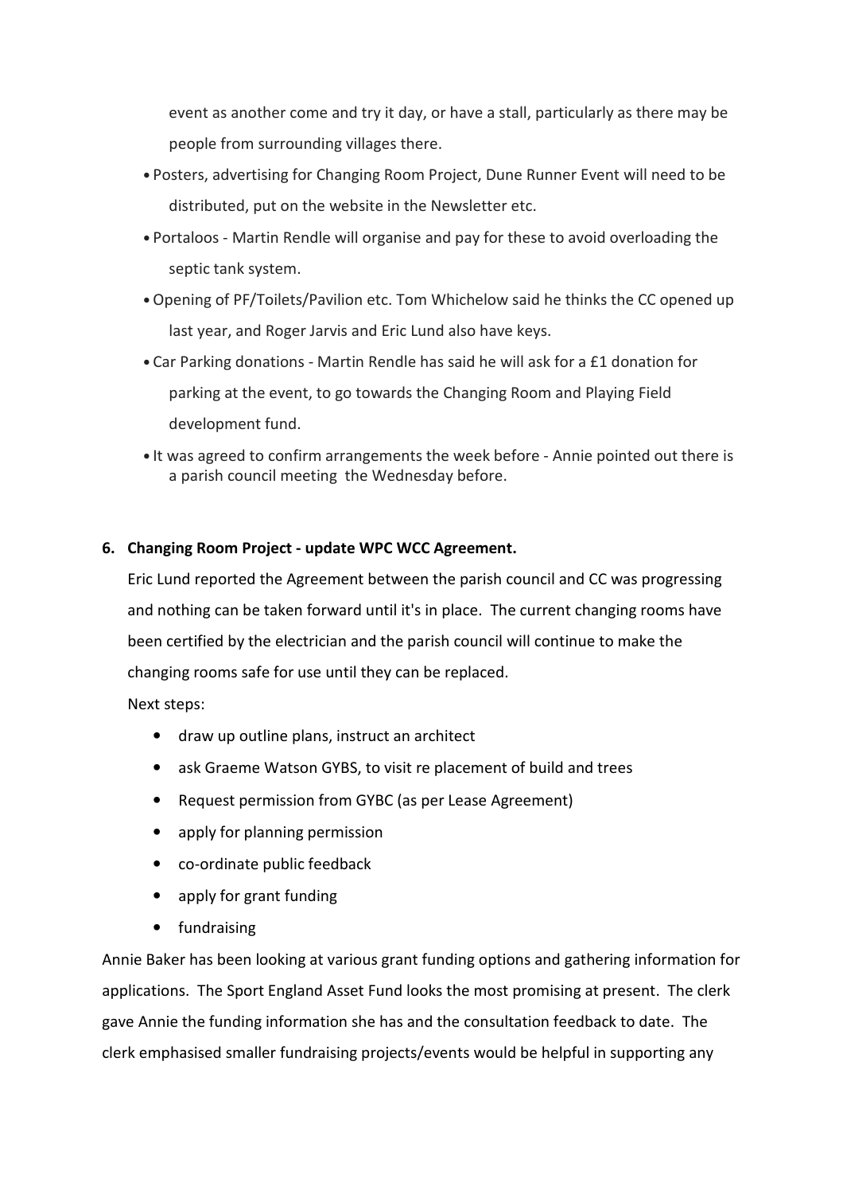event as another come and try it day, or have a stall, particularly as there may be people from surrounding villages there.

- Posters, advertising for Changing Room Project, Dune Runner Event will need to be distributed, put on the website in the Newsletter etc.
- Portaloos - Martin Rendle will organise and pay for these to avoid overloading the septic tank system.
- Opening of PF/Toilets/Pavilion etc. Tom Whichelow said he thinks the CC opened up last year, and Roger Jarvis and Eric Lund also have keys.
- Car Parking donations - Martin Rendle has said he will ask for a £1 donation for parking at the event, to go towards the Changing Room and Playing Field development fund.
- It was agreed to confirm arrangements the week before - Annie pointed out there is a parish council meeting the Wednesday before.

**6. Changing Room Project - update WPC WCC Agreement.**

Eric Lund reported the Agreement between the parish council and CC was progressing and nothing can be taken forward until it's in place. The current changing rooms have been certified by the electrician and the parish council will continue to make the changing rooms safe for use until they can be replaced.

Next steps:

- draw up outline plans, instruct an architect
- ask Graeme Watson GYBS, to visit re placement of build and trees
- Request permission from GYBC (as per Lease Agreement)
- apply for planning permission
- co-ordinate public feedback
- apply for grant funding
- fundraising

Annie Baker has been looking at various grant funding options and gathering information for applications. The Sport England Asset Fund looks the most promising at present. The clerk gave Annie the funding information she has and the consultation feedback to date. The clerk emphasised smaller fundraising projects/events would be helpful in supporting any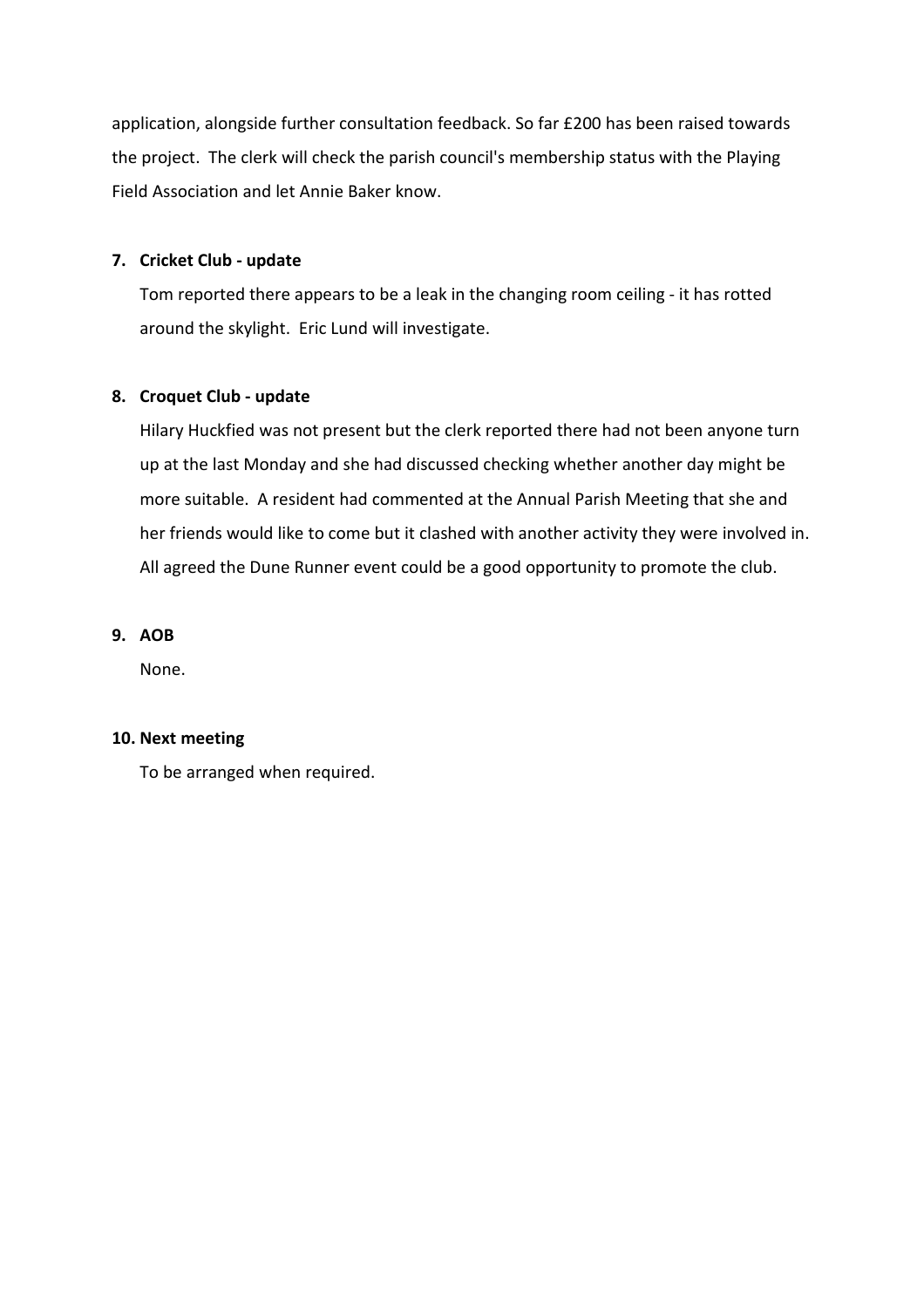application, alongside further consultation feedback. So far £200 has been raised towards the project. The clerk will check the parish council's membership status with the Playing Field Association and let Annie Baker know.

7. **Cricket Club - update**

   Tom reported there appears to be a leak in the changing room ceiling - it has rotted around the skylight. Eric Lund will investigate.

8. **Croquet Club - update**

   Hilary Huckfied was not present but the clerk reported there had not been anyone turn up at the last Monday and she had discussed checking whether another day might be more suitable. A resident had commented at the Annual Parish Meeting that she and her friends would like to come but it clashed with another activity they were involved in. All agreed the Dune Runner event could be a good opportunity to promote the club.

9. **AOB**

   None.

10. **Next meeting**

    To be arranged when required.